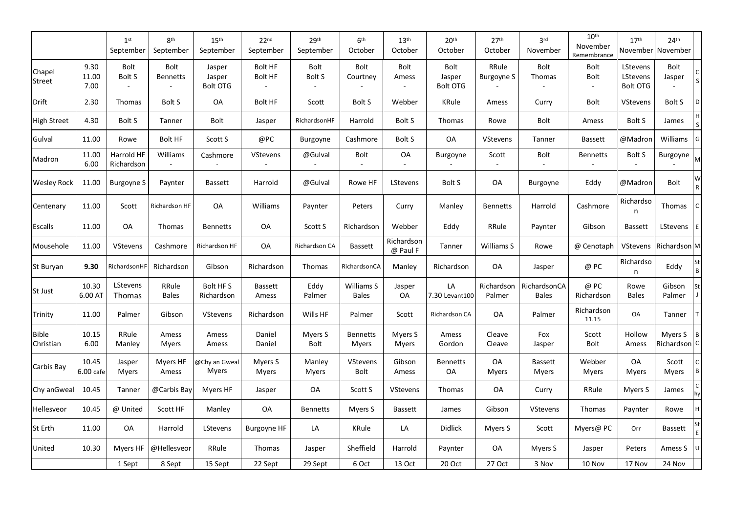| | | 1st September | 8th September | 15th September | 22nd September | 29th September | 6th October | 13th October | 20th October | 27th October | 3rd November | 10th November Remembrance | 17th November | 24th November | |
|---|---|---|---|---|---|---|---|---|---|---|---|---|---|---|---|
| Chapel Street | 9.30<br>11.00<br>7.00 | Bolt<br>Bolt S<br>- | Bolt<br>Bennetts<br>- | Jasper<br>Jasper<br>Bolt OTG | Bolt HF<br>Bolt HF<br>- | Bolt<br>Bolt S<br>- | Bolt<br>Courtney<br>- | Bolt<br>Amess<br>- | Bolt<br>Jasper<br>Bolt OTG | RRule<br>Burgoyne S<br>- | Bolt<br>Thomas<br>- | Bolt<br>Bolt<br>- | LStevens<br>LStevens<br>Bolt OTG | Bolt<br>Jasper<br>- | C<br>S |
| Drift | 2.30 | Thomas | Bolt S | OA | Bolt HF | Scott | Bolt S | Webber | KRule | Amess | Curry | Bolt | VStevens | Bolt S | D |
| High Street | 4.30 | Bolt S | Tanner | Bolt | Jasper | RichardsonHF | Harrold | Bolt S | Thomas | Rowe | Bolt | Amess | Bolt S | James | H<br>S |
| Gulval | 11.00 | Rowe | Bolt HF | Scott S | @PC | Burgoyne | Cashmore | Bolt S | OA | VStevens | Tanner | Bassett | @Madron | Williams | G |
| Madron | 11.00<br>6.00 | Harrold HF<br>Richardson | Williams<br>- | Cashmore<br>- | VStevens<br>- | @Gulval<br>- | Bolt<br>- | OA<br>- | Burgoyne<br>- | Scott<br>- | Bolt<br>- | Bennetts<br>- | Bolt S<br>- | Burgoyne<br>- | M |
| Wesley Rock | 11.00 | Burgoyne S | Paynter | Bassett | Harrold | @Gulval | Rowe HF | LStevens | Bolt S | OA | Burgoyne | Eddy | @Madron | Bolt | W<br>R |
| Centenary | 11.00 | Scott | Richardson HF | OA | Williams | Paynter | Peters | Curry | Manley | Bennetts | Harrold | Cashmore | Richardson | Thomas | C |
| Escalls | 11.00 | OA | Thomas | Bennetts | OA | Scott S | Richardson | Webber | Eddy | RRule | Paynter | Gibson | Bassett | LStevens | E |
| Mousehole | 11.00 | VStevens | Cashmore | Richardson HF | OA | Richardson CA | Bassett | Richardson @ Paul F | Tanner | Williams S | Rowe | @ Cenotaph | VStevens | Richardson | M |
| St Buryan | **9.30** | RichardsonHF | Richardson | Gibson | Richardson | Thomas | RichardsonCA | Manley | Richardson | OA | Jasper | @ PC | Richardson | Eddy | St<br>B |
| St Just | 10.30<br>6.00 AT | LStevens<br>Thomas | RRule<br>Bales | Bolt HF S<br>Richardson | Bassett<br>Amess | Eddy<br>Palmer | Williams S<br>Bales | Jasper<br>OA | LA<br>7.30 Levant100 | Richardson<br>Palmer | RichardsonCA<br>Bales | @ PC<br>Richardson | Rowe<br>Bales | Gibson<br>Palmer | St<br>J |
| Trinity | 11.00 | Palmer | Gibson | VStevens | Richardson | Wills HF | Palmer | Scott | Richardson CA | OA | Palmer | Richardson 11.15 | OA | Tanner | T |
| Bible Christian | 10.15<br>6.00 | RRule<br>Manley | Amess<br>Myers | Amess<br>Amess | Daniel<br>Daniel | Myers S<br>Bolt | Bennetts<br>Myers | Myers S<br>Myers | Amess<br>Gordon | Cleave<br>Cleave | Fox<br>Jasper | Scott<br>Bolt | Hollow<br>Amess | Myers S<br>Richardson | B<br>C |
| Carbis Bay | 10.45<br>6.00 cafe | Jasper<br>Myers | Myers HF<br>Amess | @Chy an Gweal<br>Myers | Myers S<br>Myers | Manley<br>Myers | VStevens<br>Bolt | Gibson<br>Amess | Bennetts<br>OA | OA<br>Myers | Bassett<br>Myers | Webber<br>Myers | OA<br>Myers | Scott<br>Myers | C<br>B |
| Chy anGweal | 10.45 | Tanner | @Carbis Bay | Myers HF | Jasper | OA | Scott S | VStevens | Thomas | OA | Curry | RRule | Myers S | James | C<br>hy |
| Hellesveor | 10.45 | @ United | Scott HF | Manley | OA | Bennetts | Myers S | Bassett | James | Gibson | VStevens | Thomas | Paynter | Rowe | H |
| St Erth | 11.00 | OA | Harrold | LStevens | Burgoyne HF | LA | KRule | LA | Didlick | Myers S | Scott | Myers@ PC | Orr | Bassett | St<br>E |
| United | 10.30 | Myers HF | @Hellesveor | RRule | Thomas | Jasper | Sheffield | Harrold | Paynter | OA | Myers S | Jasper | Peters | Amess S | U |
| | | 1 Sept | 8 Sept | 15 Sept | 22 Sept | 29 Sept | 6 Oct | 13 Oct | 20 Oct | 27 Oct | 3 Nov | 10 Nov | 17 Nov | 24 Nov | |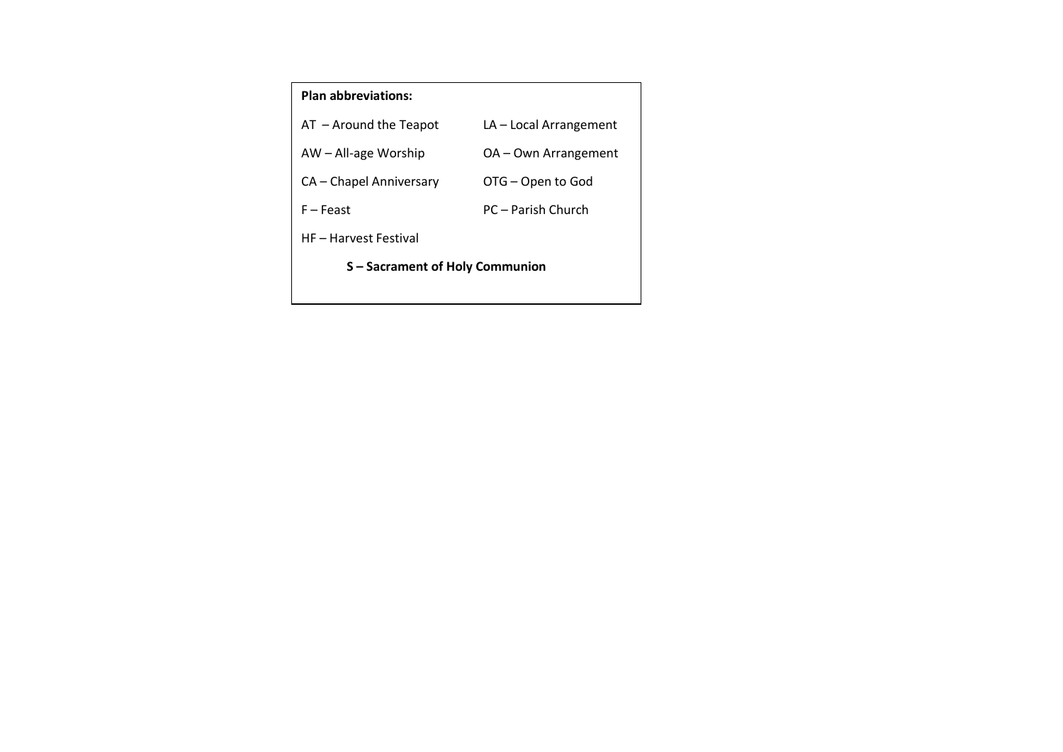**Plan abbreviations:**

| | |
|---|---|
| AT – Around the Teapot | LA – Local Arrangement |
| AW – All-age Worship | OA – Own Arrangement |
| CA – Chapel Anniversary | OTG – Open to God |
| F – Feast | PC – Parish Church |
| HF – Harvest Festival | |

**S – Sacrament of Holy Communion**